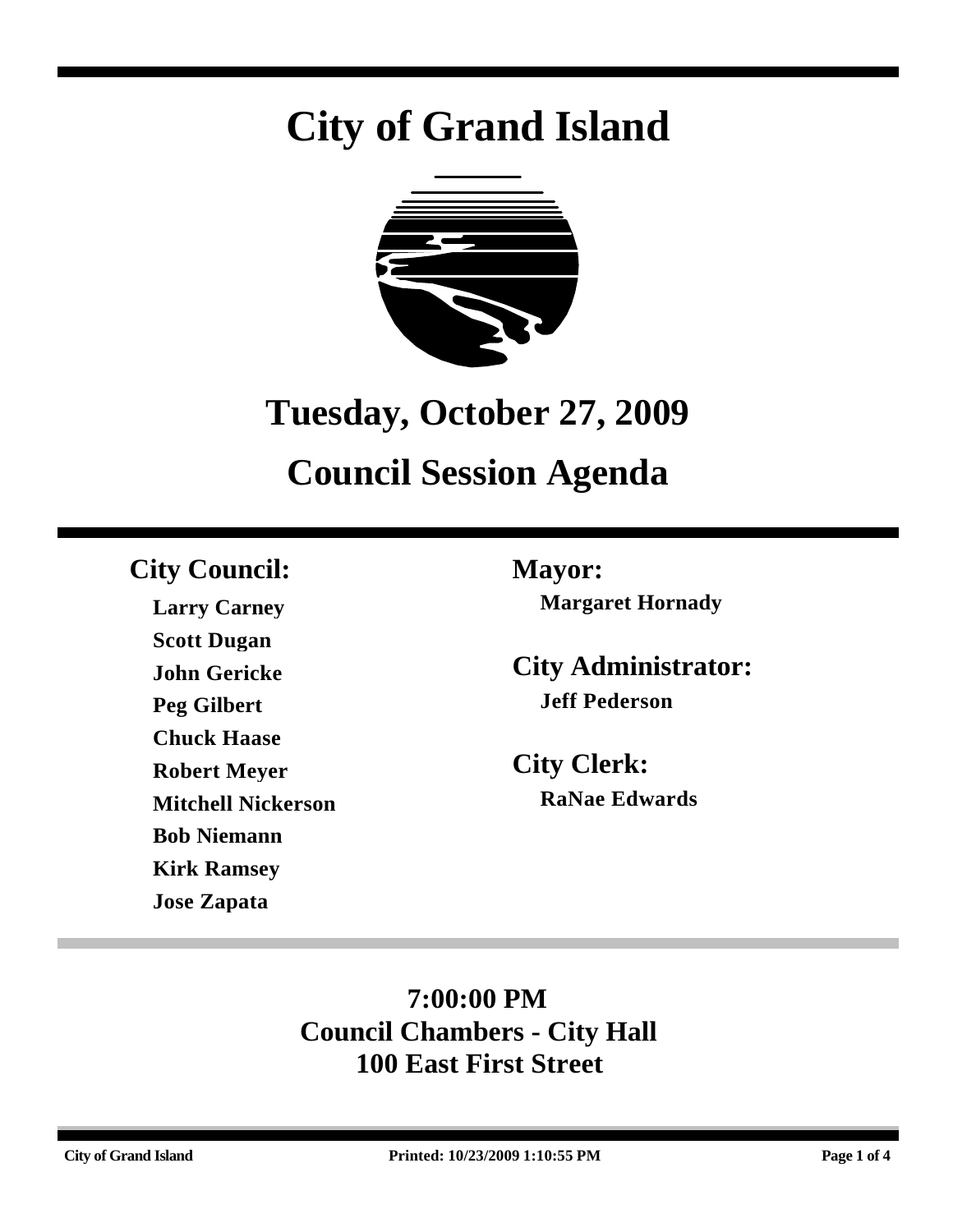# City of Grand Island

## Tuesday, October 27, 2009

## Council Session Agenda

### City Council:

**Larry Carney**
**Scott Dugan**
**John Gericke**
**Peg Gilbert**
**Chuck Haase**
**Robert Meyer**
**Mitchell Nickerson**
**Bob Niemann**
**Kirk Ramsey**
**Jose Zapata**

### Mayor:

**Margaret Hornady**

### City Administrator:

**Jeff Pederson**

### City Clerk:

**RaNae Edwards**

**7:00:00 PM**
**Council Chambers - City Hall**
**100 East First Street**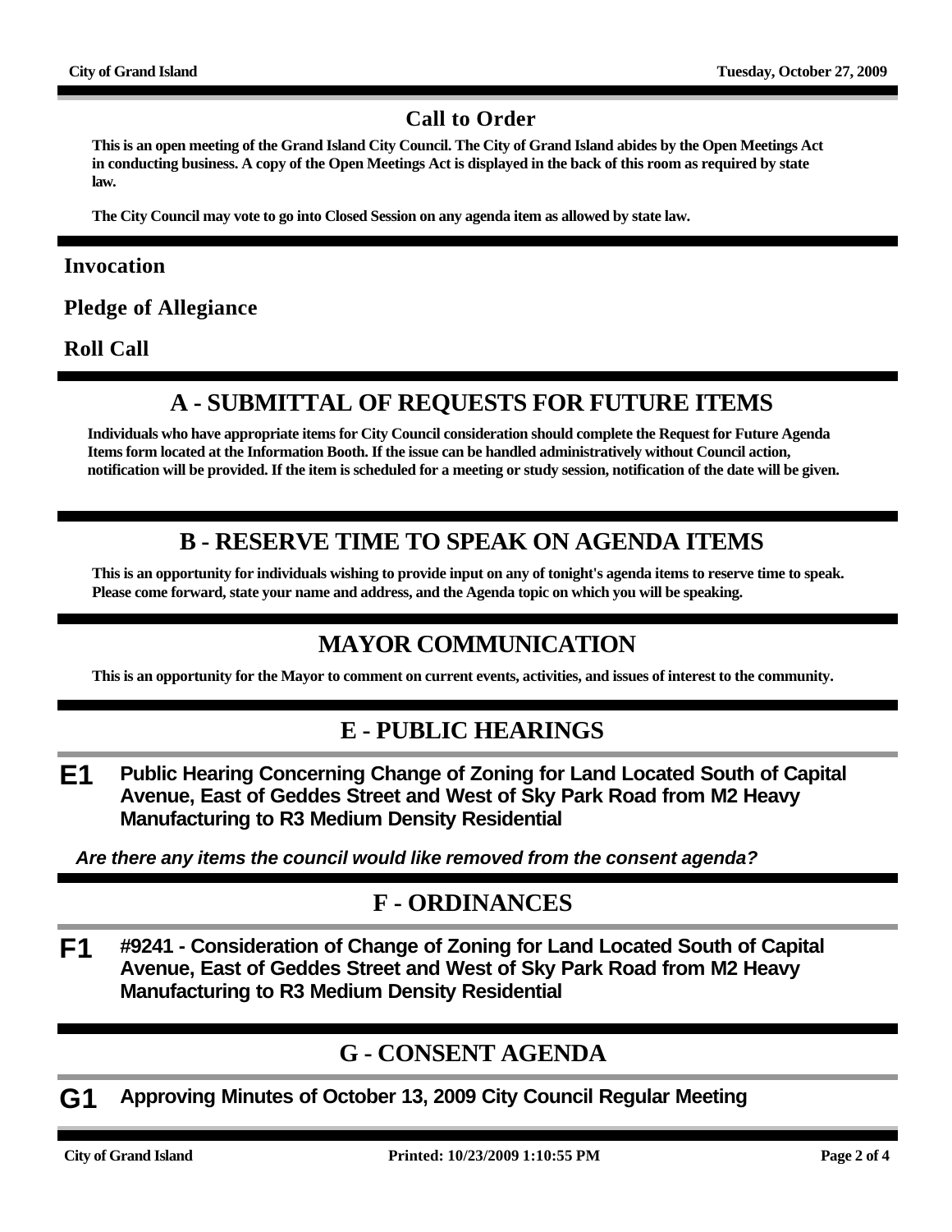## Call to Order

**This is an open meeting of the Grand Island City Council. The City of Grand Island abides by the Open Meetings Act in conducting business. A copy of the Open Meetings Act is displayed in the back of this room as required by state law.**

**The City Council may vote to go into Closed Session on any agenda item as allowed by state law.**

### Invocation

### Pledge of Allegiance

### Roll Call

## A - SUBMITTAL OF REQUESTS FOR FUTURE ITEMS

**Individuals who have appropriate items for City Council consideration should complete the Request for Future Agenda Items form located at the Information Booth. If the issue can be handled administratively without Council action, notification will be provided. If the item is scheduled for a meeting or study session, notification of the date will be given.**

## B - RESERVE TIME TO SPEAK ON AGENDA ITEMS

**This is an opportunity for individuals wishing to provide input on any of tonight's agenda items to reserve time to speak. Please come forward, state your name and address, and the Agenda topic on which you will be speaking.**

## MAYOR COMMUNICATION

**This is an opportunity for the Mayor to comment on current events, activities, and issues of interest to the community.**

## E - PUBLIC HEARINGS

**E1** **Public Hearing Concerning Change of Zoning for Land Located South of Capital Avenue, East of Geddes Street and West of Sky Park Road from M2 Heavy Manufacturing to R3 Medium Density Residential**

***Are there any items the council would like removed from the consent agenda?***

## F - ORDINANCES

**F1** **#9241 - Consideration of Change of Zoning for Land Located South of Capital Avenue, East of Geddes Street and West of Sky Park Road from M2 Heavy Manufacturing to R3 Medium Density Residential**

## G - CONSENT AGENDA

**G1** **Approving Minutes of October 13, 2009 City Council Regular Meeting**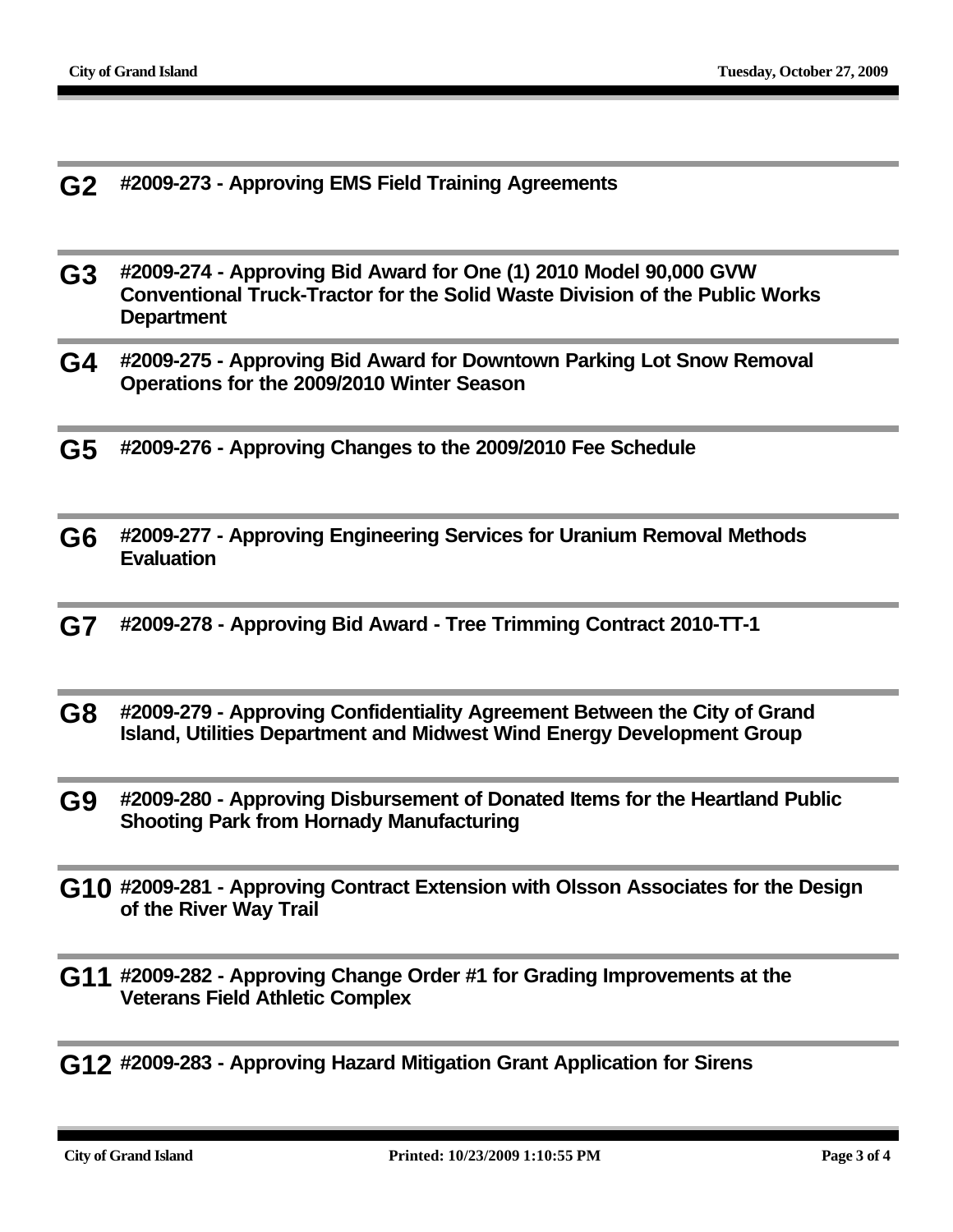**G2** **#2009-273 - Approving EMS Field Training Agreements**

**G3** **#2009-274 - Approving Bid Award for One (1) 2010 Model 90,000 GVW Conventional Truck-Tractor for the Solid Waste Division of the Public Works Department**

**G4** **#2009-275 - Approving Bid Award for Downtown Parking Lot Snow Removal Operations for the 2009/2010 Winter Season**

**G5** **#2009-276 - Approving Changes to the 2009/2010 Fee Schedule**

**G6** **#2009-277 - Approving Engineering Services for Uranium Removal Methods Evaluation**

**G7** **#2009-278 - Approving Bid Award - Tree Trimming Contract 2010-TT-1**

**G8** **#2009-279 - Approving Confidentiality Agreement Between the City of Grand Island, Utilities Department and Midwest Wind Energy Development Group**

**G9** **#2009-280 - Approving Disbursement of Donated Items for the Heartland Public Shooting Park from Hornady Manufacturing**

**G10** **#2009-281 - Approving Contract Extension with Olsson Associates for the Design of the River Way Trail**

**G11** **#2009-282 - Approving Change Order #1 for Grading Improvements at the Veterans Field Athletic Complex**

**G12** **#2009-283 - Approving Hazard Mitigation Grant Application for Sirens**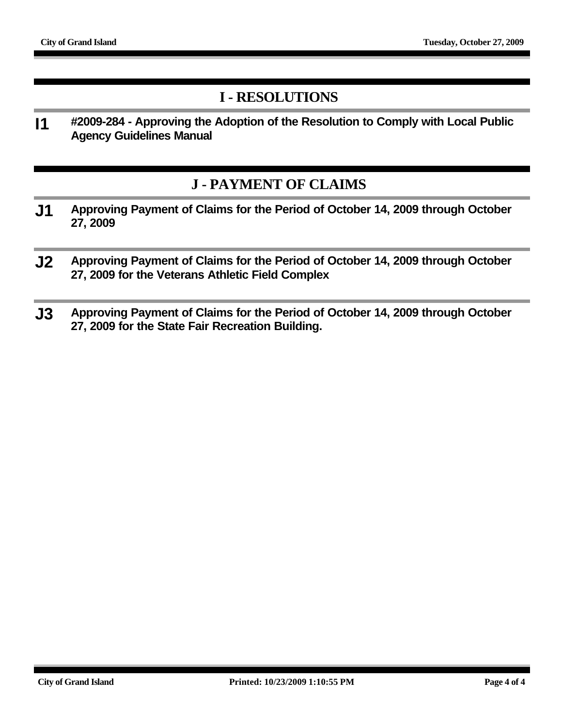## I - RESOLUTIONS

**I1** **#2009-284 - Approving the Adoption of the Resolution to Comply with Local Public Agency Guidelines Manual**

## J - PAYMENT OF CLAIMS

**J1** **Approving Payment of Claims for the Period of October 14, 2009 through October 27, 2009**

**J2** **Approving Payment of Claims for the Period of October 14, 2009 through October 27, 2009 for the Veterans Athletic Field Complex**

**J3** **Approving Payment of Claims for the Period of October 14, 2009 through October 27, 2009 for the State Fair Recreation Building.**